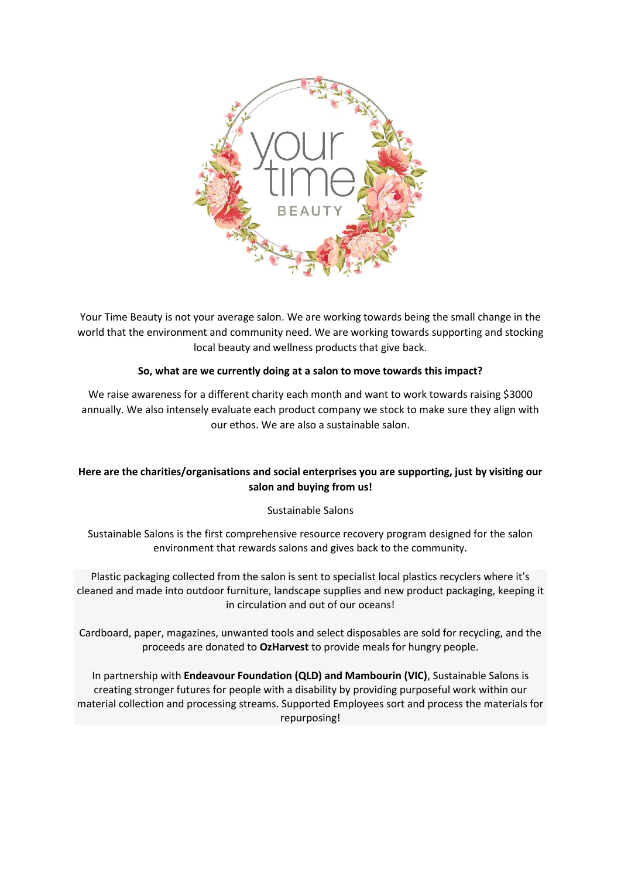Your Time Beauty is not your average salon. We are working towards being the small change in the world that the environment and community need. We are working towards supporting and stocking local beauty and wellness products that give back.

**So, what are we currently doing at a salon to move towards this impact?**

We raise awareness for a different charity each month and want to work towards raising $3000 annually. We also intensely evaluate each product company we stock to make sure they align with our ethos. We are also a sustainable salon.

**Here are the charities/organisations and social enterprises you are supporting, just by visiting our salon and buying from us!**

Sustainable Salons

Sustainable Salons is the first comprehensive resource recovery program designed for the salon environment that rewards salons and gives back to the community.

Plastic packaging collected from the salon is sent to specialist local plastics recyclers where it's cleaned and made into outdoor furniture, landscape supplies and new product packaging, keeping it in circulation and out of our oceans!

Cardboard, paper, magazines, unwanted tools and select disposables are sold for recycling, and the proceeds are donated to **OzHarvest** to provide meals for hungry people.

In partnership with **Endeavour Foundation (QLD) and Mambourin (VIC)**, Sustainable Salons is creating stronger futures for people with a disability by providing purposeful work within our material collection and processing streams. Supported Employees sort and process the materials for repurposing!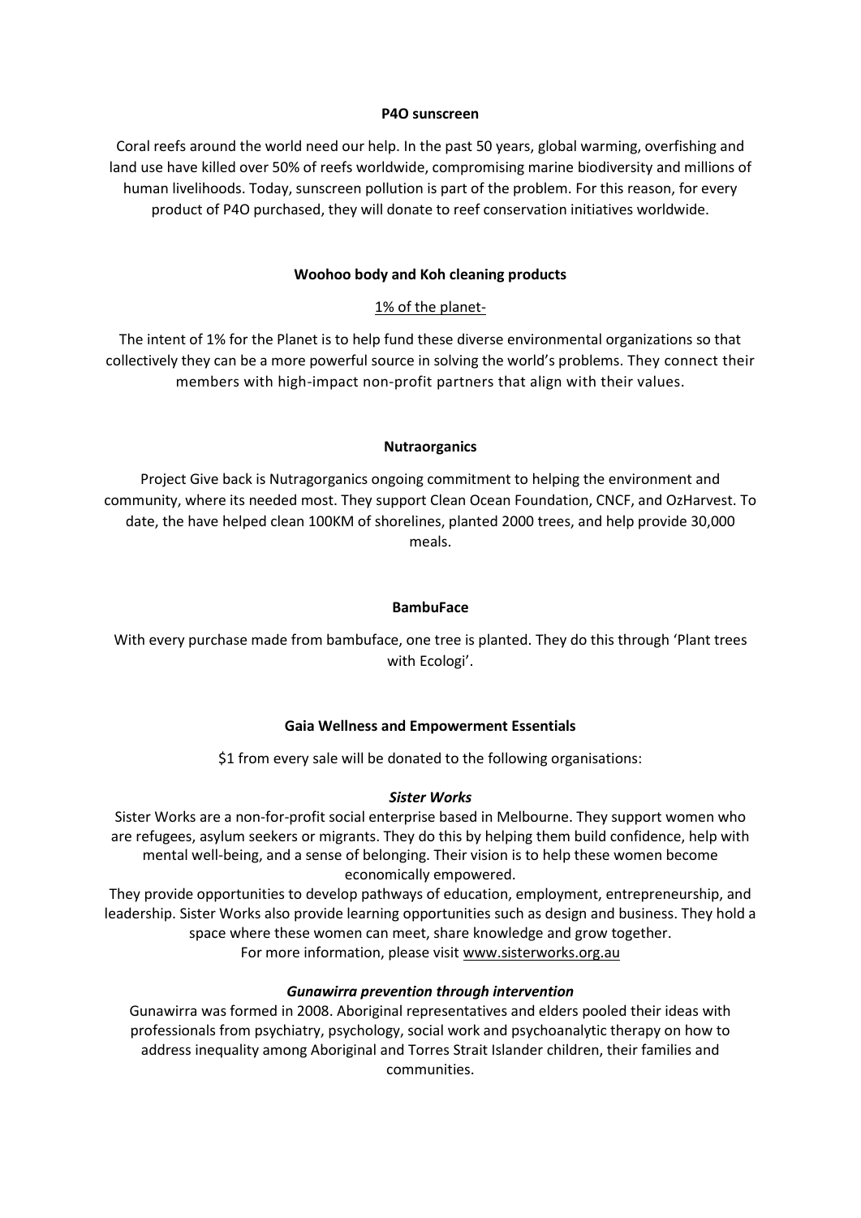**P4O sunscreen**

Coral reefs around the world need our help. In the past 50 years, global warming, overfishing and land use have killed over 50% of reefs worldwide, compromising marine biodiversity and millions of human livelihoods. Today, sunscreen pollution is part of the problem. For this reason, for every product of P4O purchased, they will donate to reef conservation initiatives worldwide.

**Woohoo body and Koh cleaning products**

1% of the planet-

The intent of 1% for the Planet is to help fund these diverse environmental organizations so that collectively they can be a more powerful source in solving the world's problems. They connect their members with high-impact non-profit partners that align with their values.

**Nutraorganics**

Project Give back is Nutragorganics ongoing commitment to helping the environment and community, where its needed most. They support Clean Ocean Foundation, CNCF, and OzHarvest. To date, the have helped clean 100KM of shorelines, planted 2000 trees, and help provide 30,000 meals.

**BambuFace**

With every purchase made from bambuface, one tree is planted. They do this through 'Plant trees with Ecologi'.

**Gaia Wellness and Empowerment Essentials**

$1 from every sale will be donated to the following organisations:

***Sister Works***

Sister Works are a non-for-profit social enterprise based in Melbourne. They support women who are refugees, asylum seekers or migrants. They do this by helping them build confidence, help with mental well-being, and a sense of belonging. Their vision is to help these women become economically empowered.

They provide opportunities to develop pathways of education, employment, entrepreneurship, and leadership. Sister Works also provide learning opportunities such as design and business. They hold a space where these women can meet, share knowledge and grow together.

For more information, please visit www.sisterworks.org.au

***Gunawirra prevention through intervention***

Gunawirra was formed in 2008. Aboriginal representatives and elders pooled their ideas with professionals from psychiatry, psychology, social work and psychoanalytic therapy on how to address inequality among Aboriginal and Torres Strait Islander children, their families and communities.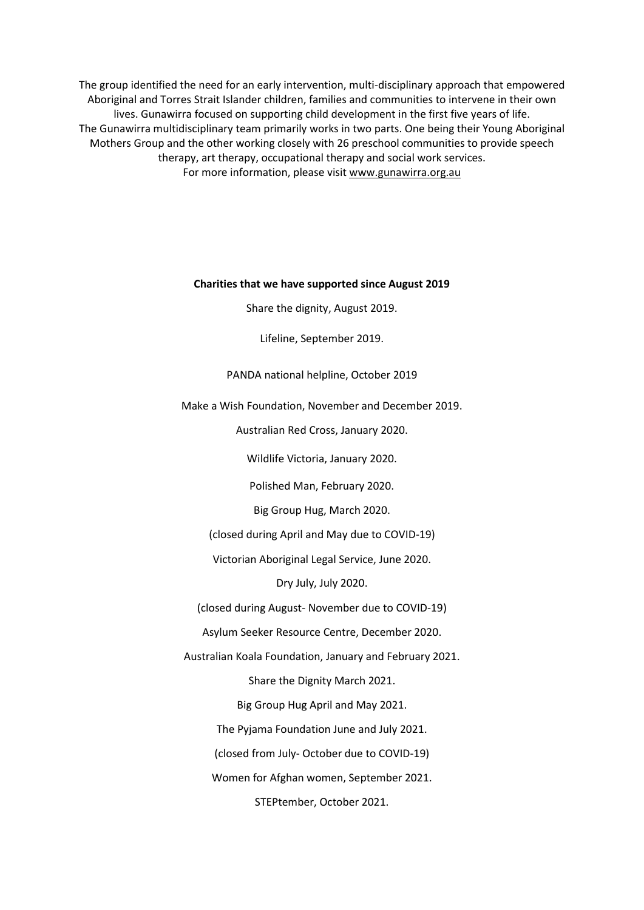The group identified the need for an early intervention, multi-disciplinary approach that empowered Aboriginal and Torres Strait Islander children, families and communities to intervene in their own lives. Gunawirra focused on supporting child development in the first five years of life.

The Gunawirra multidisciplinary team primarily works in two parts. One being their Young Aboriginal Mothers Group and the other working closely with 26 preschool communities to provide speech therapy, art therapy, occupational therapy and social work services.

For more information, please visit www.gunawirra.org.au

**Charities that we have supported since August 2019**

Share the dignity, August 2019.

Lifeline, September 2019.

PANDA national helpline, October 2019

Make a Wish Foundation, November and December 2019.

Australian Red Cross, January 2020.

Wildlife Victoria, January 2020.

Polished Man, February 2020.

Big Group Hug, March 2020.

(closed during April and May due to COVID-19)

Victorian Aboriginal Legal Service, June 2020.

Dry July, July 2020.

(closed during August- November due to COVID-19)

Asylum Seeker Resource Centre, December 2020.

Australian Koala Foundation, January and February 2021.

Share the Dignity March 2021.

Big Group Hug April and May 2021.

The Pyjama Foundation June and July 2021.

(closed from July- October due to COVID-19)

Women for Afghan women, September 2021.

STEPtember, October 2021.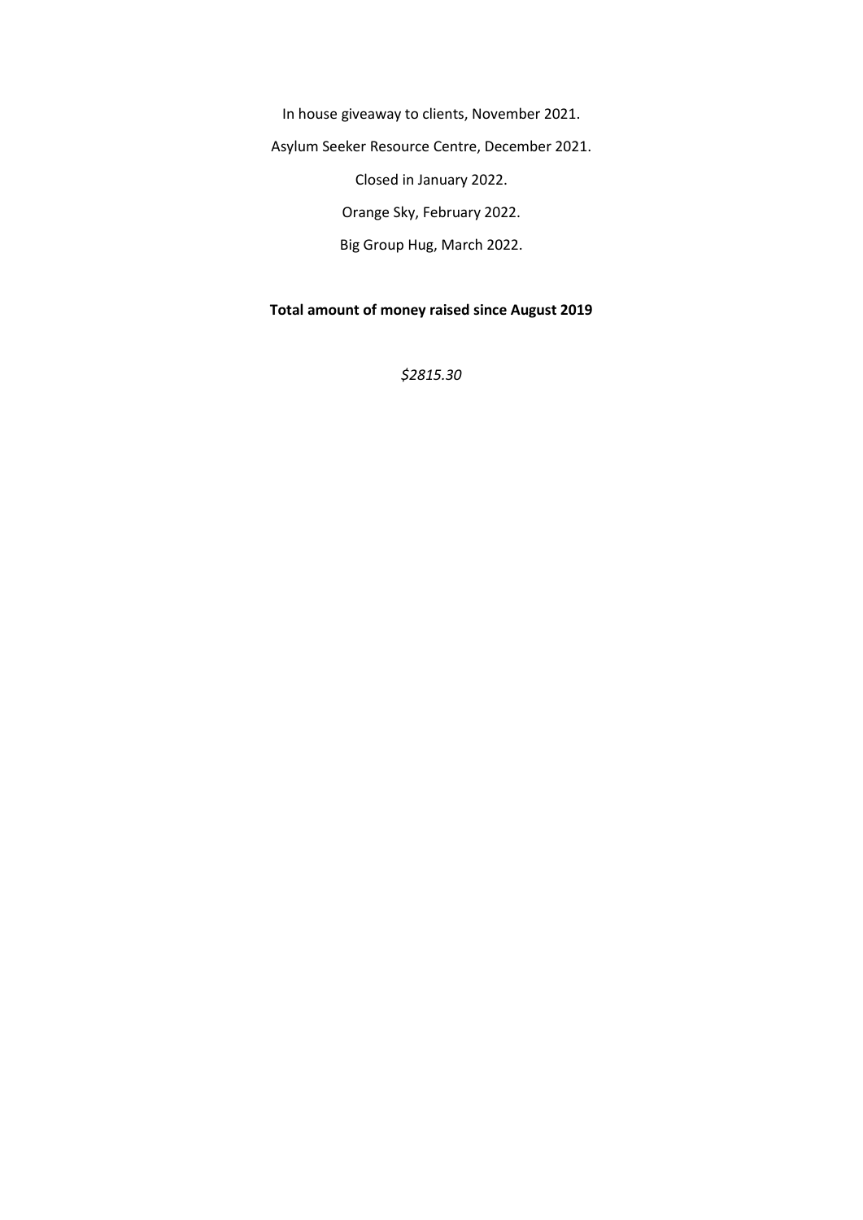In house giveaway to clients, November 2021.

Asylum Seeker Resource Centre, December 2021.

Closed in January 2022.

Orange Sky, February 2022.

Big Group Hug, March 2022.

**Total amount of money raised since August 2019**

*$2815.30*